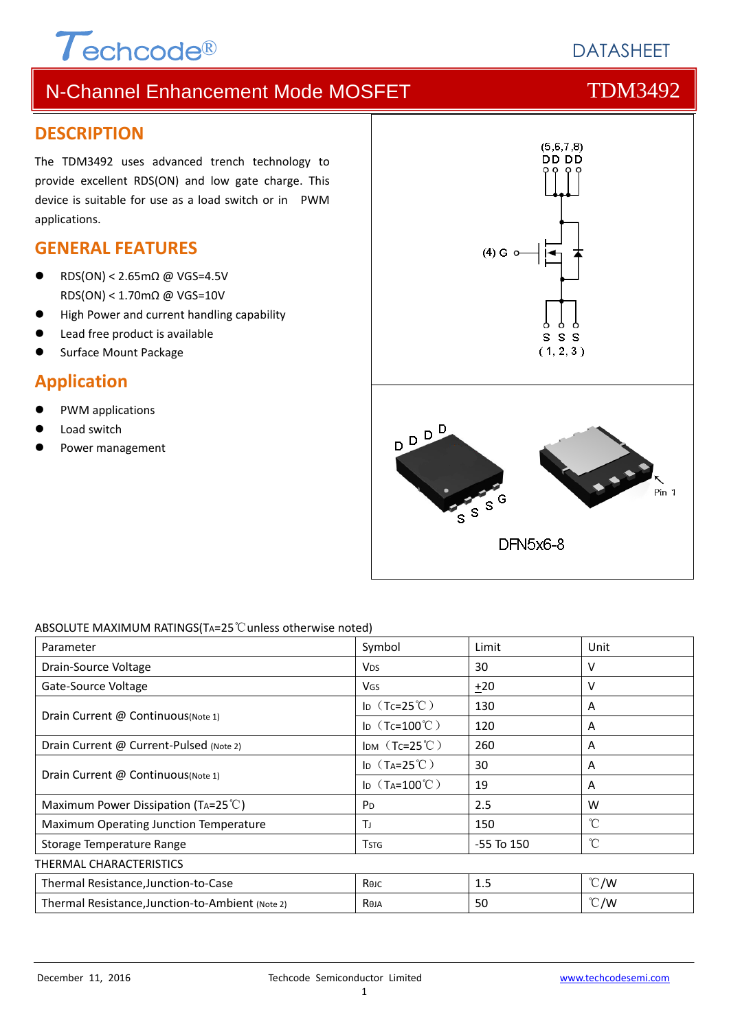DATASHEET

# N-Channel Enhancement Mode MOSFET TDM3492

## DESCRIPTION

The TDM3492 uses advanced trench technology to provide excellent RDS(ON) and low gate charge. This device is suitable for use as a load switch or in PWM applications.

## GENERAL FEATURES

- RDS(ON) < 2.65mΩ @ VGS=4.5V
  RDS(ON) < 1.70mΩ @ VGS=10V
- High Power and current handling capability
- Lead free product is available
- Surface Mount Package

## Application

- PWM applications
- Load switch
- Power management

DFN5x6-8

ABSOLUTE MAXIMUM RATINGS($T_A$=25℃unless otherwise noted)

| Parameter | Symbol | Limit | Unit |
|---|---|---|---|
| Drain-Source Voltage | $V_{DS}$ | 30 | V |
| Gate-Source Voltage | $V_{GS}$ | $\pm$20 | V |
| Drain Current @ Continuous(Note 1) | $I_D$（$T_C$=25℃） | 130 | A |
| | $I_D$（$T_C$=100℃） | 120 | A |
| Drain Current @ Current-Pulsed (Note 2) | $I_{DM}$（$T_C$=25℃） | 260 | A |
| Drain Current @ Continuous(Note 1) | $I_D$（$T_A$=25℃） | 30 | A |
| | $I_D$（$T_A$=100℃） | 19 | A |
| Maximum Power Dissipation ($T_A$=25℃) | $P_D$ | 2.5 | W |
| Maximum Operating Junction Temperature | $T_J$ | 150 | ℃ |
| Storage Temperature Range | $T_{STG}$ | -55 To 150 | ℃ |
| THERMAL CHARACTERISTICS | | | |
| Thermal Resistance,Junction-to-Case | $R_{\theta JC}$ | 1.5 | ℃/W |
| Thermal Resistance,Junction-to-Ambient (Note 2) | $R_{\theta JA}$ | 50 | ℃/W |

December 11, 2016 Techcode Semiconductor Limited www.techcodesemi.com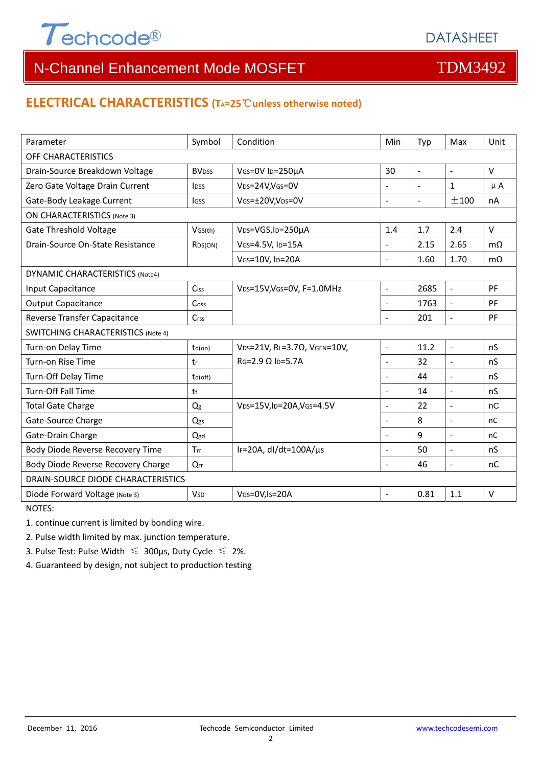## ELECTRICAL CHARACTERISTICS ($T_A$=25℃unless otherwise noted)

| Parameter | Symbol | Condition | Min | Typ | Max | Unit |
|---|---|---|---|---|---|---|
| OFF CHARACTERISTICS | | | | | | |
| Drain-Source Breakdown Voltage | $BV_{DSS}$ | $V_{GS}$=0V $I_D$=250μA | 30 | - | - | V |
| Zero Gate Voltage Drain Current | $I_{DSS}$ | $V_{DS}$=24V,$V_{GS}$=0V | - | - | 1 | μA |
| Gate-Body Leakage Current | $I_{GSS}$ | $V_{GS}$=±20V,$V_{DS}$=0V | - | - | ±100 | nA |
| ON CHARACTERISTICS (Note 3) | | | | | | |
| Gate Threshold Voltage | $V_{GS(th)}$ | $V_{DS}$=VGS,$I_D$=250μA | 1.4 | 1.7 | 2.4 | V |
| Drain-Source On-State Resistance | $R_{DS(ON)}$ | $V_{GS}$=4.5V, $I_D$=15A | - | 2.15 | 2.65 | mΩ |
| | | $V_{GS}$=10V, $I_D$=20A | - | 1.60 | 1.70 | mΩ |
| DYNAMIC CHARACTERISTICS (Note4) | | | | | | |
| Input Capacitance | $C_{iss}$ | $V_{DS}$=15V,$V_{GS}$=0V, F=1.0MHz | - | 2685 | - | PF |
| Output Capacitance | $C_{oss}$ | | - | 1763 | - | PF |
| Reverse Transfer Capacitance | $C_{rss}$ | | - | 201 | - | PF |
| SWITCHING CHARACTERISTICS (Note 4) | | | | | | |
| Turn-on Delay Time | $t_{d(on)}$ | $V_{DS}$=21V, $R_L$=3.7Ω, $V_{GEN}$=10V, $R_G$=2.9 Ω $I_D$=5.7A | - | 11.2 | - | nS |
| Turn-on Rise Time | $t_r$ | | - | 32 | - | nS |
| Turn-Off Delay Time | $t_{d(off)}$ | | - | 44 | - | nS |
| Turn-Off Fall Time | $t_f$ | | - | 14 | - | nS |
| Total Gate Charge | $Q_g$ | $V_{DS}$=15V,$I_D$=20A,$V_{GS}$=4.5V | - | 22 | - | nC |
| Gate-Source Charge | $Q_{gs}$ | | - | 8 | - | nC |
| Gate-Drain Charge | $Q_{gd}$ | | - | 9 | - | nC |
| Body Diode Reverse Recovery Time | $T_{rr}$ | $I_F$=20A, dI/dt=100A/μs | - | 50 | - | nS |
| Body Diode Reverse Recovery Charge | $Q_{rr}$ | | - | 46 | - | nC |
| DRAIN-SOURCE DIODE CHARACTERISTICS | | | | | | |
| Diode Forward Voltage (Note 3) | $V_{SD}$ | $V_{GS}$=0V,$I_S$=20A | - | 0.81 | 1.1 | V |

NOTES:

1. continue current is limited by bonding wire.
2. Pulse width limited by max. junction temperature.
3. Pulse Test: Pulse Width ≤ 300μs, Duty Cycle ≤ 2%.
4. Guaranteed by design, not subject to production testing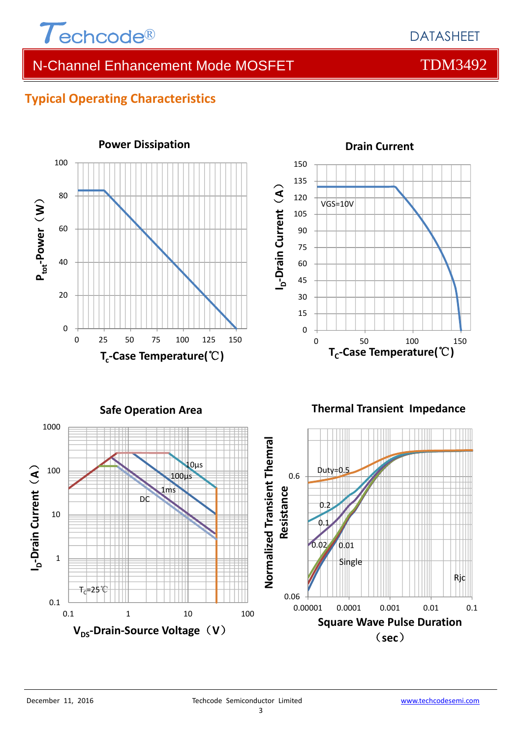## Typical Operating Characteristics

**Power Dissipation**

$P_{tot}$-Power（W）

$T_c$-Case Temperature(℃)

**Drain Current**

VGS=10V

$I_D$-Drain Current（A）

$T_C$-Case Temperature(℃)

**Safe Operation Area**

10µs

100µs

1ms

DC

$T_c$=25℃

$I_D$-Drain Current（A）

$V_{DS}$-Drain-Source Voltage（V）

**Thermal Transient Impedance**

Duty=0.5

0.2

0.1

0.02

0.01

Single

Rjc

Normalized Transient Thermal Resistance

Square Wave Pulse Duration（sec）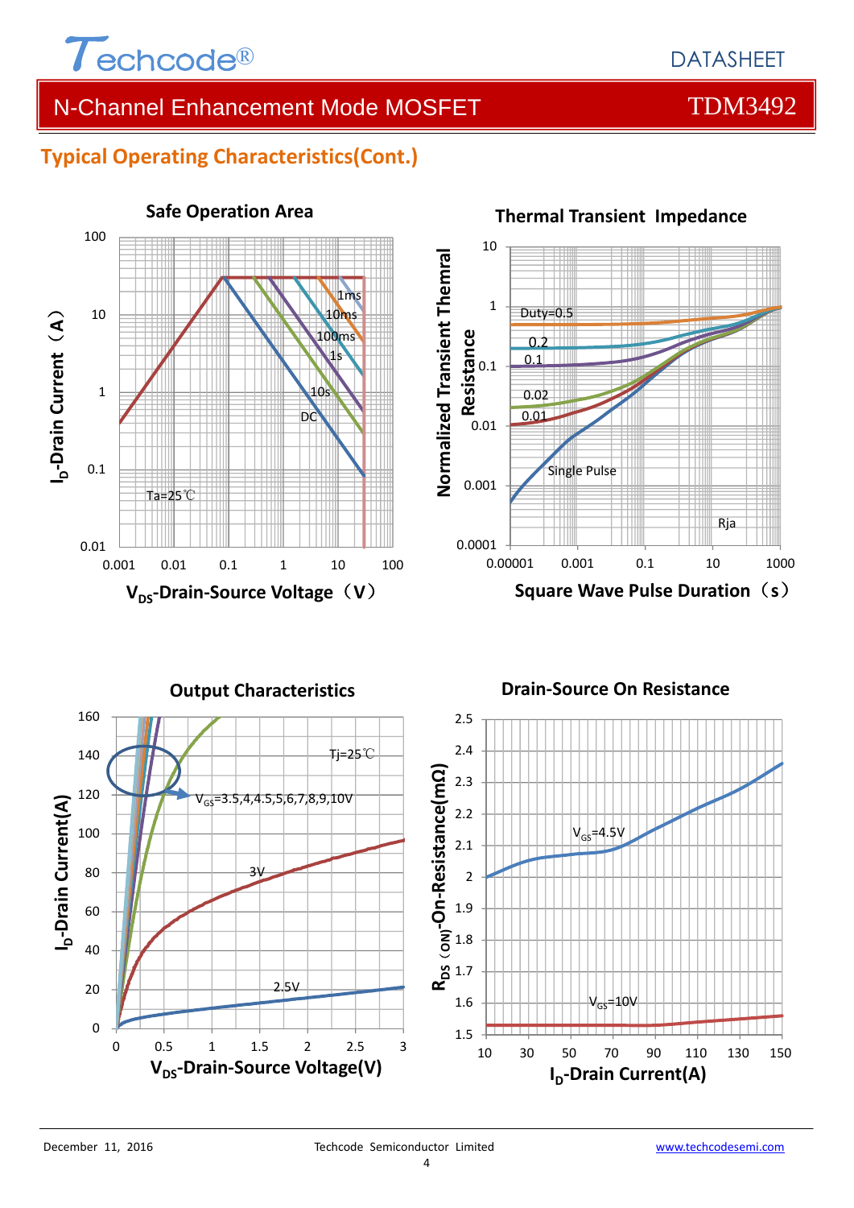## Typical Operating Characteristics(Cont.)

**Safe Operation Area**

- Y-axis: $I_D$-Drain Current (A) — 0.01, 0.1, 1, 10, 100
- X-axis: $V_{DS}$-Drain-Source Voltage (V) — 0.001, 0.01, 0.1, 1, 10, 100
- Curves: 1ms, 10ms, 100ms, 1s, 10s, DC
- Ta=25℃

**Thermal Transient Impedance**

- Y-axis: Normalized Transient Themral Resistance — 0.0001, 0.001, 0.01, 0.1, 1, 10
- X-axis: Square Wave Pulse Duration (s) — 0.00001, 0.001, 0.1, 10, 1000
- Curves: Duty=0.5, 0.2, 0.1, 0.02, 0.01, Single Pulse
- Rja

**Output Characteristics**

- Y-axis: $I_D$-Drain Current(A) — 0, 20, 40, 60, 80, 100, 120, 140, 160
- X-axis: $V_{DS}$-Drain-Source Voltage(V) — 0, 0.5, 1, 1.5, 2, 2.5, 3
- Curves: $V_{GS}$=3.5,4,4.5,5,6,7,8,9,10V; 3V; 2.5V
- Tj=25℃

**Drain-Source On Resistance**

- Y-axis: $R_{DS(ON)}$-On-Resistance(mΩ) — 1.5, 1.6, 1.7, 1.8, 1.9, 2, 2.1, 2.2, 2.3, 2.4, 2.5
- X-axis: $I_D$-Drain Current(A) — 10, 30, 50, 70, 90, 110, 130, 150
- Curves: $V_{GS}$=4.5V; $V_{GS}$=10V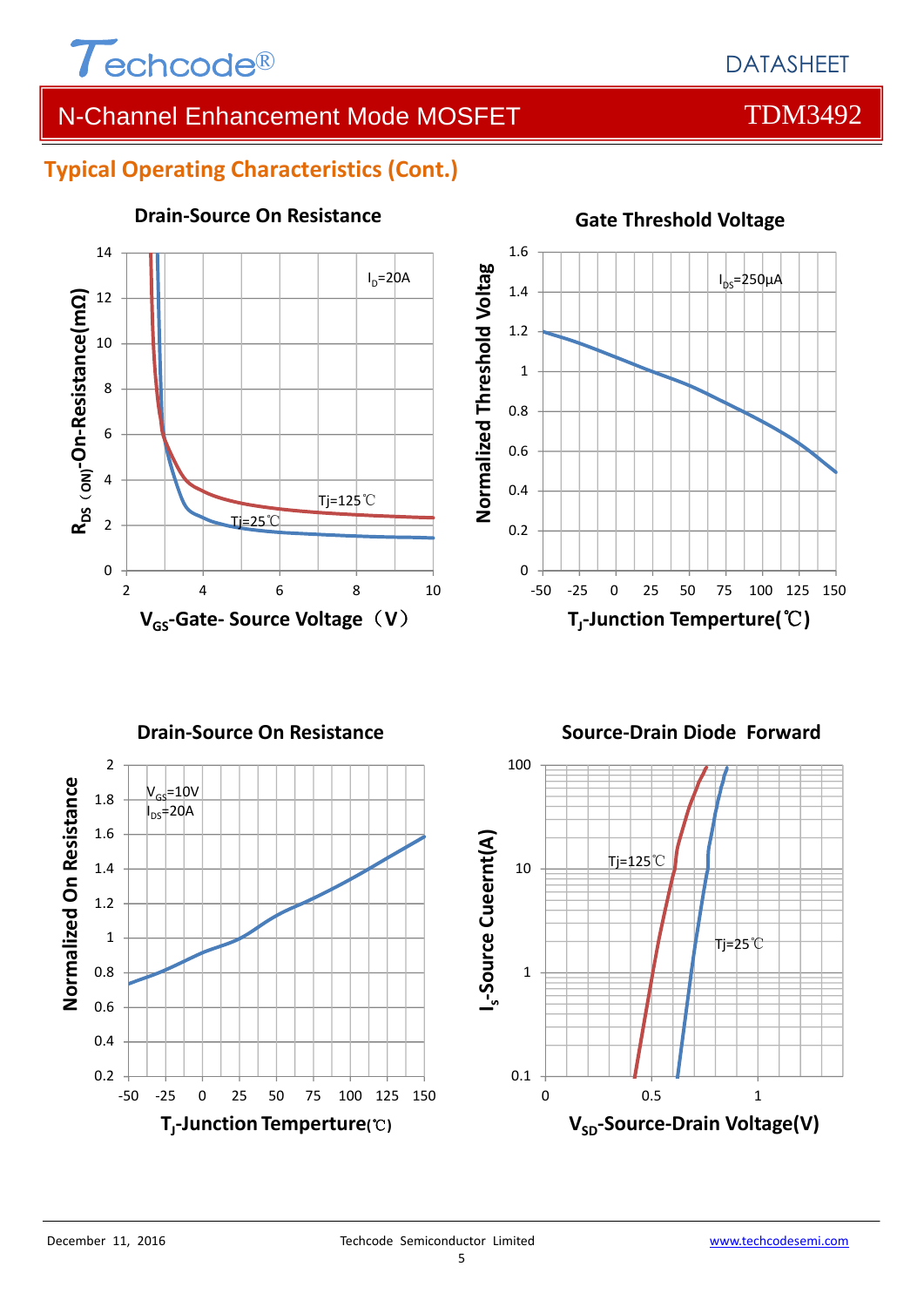## Typical Operating Characteristics (Cont.)

**Drain-Source On Resistance**

$I_D$=20A

Tj=125℃

Tj=25℃

$R_{DS(ON)}$-On-Resistance(mΩ)

$V_{GS}$-Gate- Source Voltage（V）

**Gate Threshold Voltage**

$I_{DS}$=250μA

Normalized Threshold Voltag

$T_J$-Junction Temperture(℃)

**Drain-Source On Resistance**

$V_{GS}$=10V

$I_{DS}$=20A

Normalized On Resistance

$T_J$-Junction Temperture(℃)

**Source-Drain Diode Forward**

Tj=125℃

Tj=25℃

$I_S$-Source Cueernt(A)

$V_{SD}$-Source-Drain Voltage(V)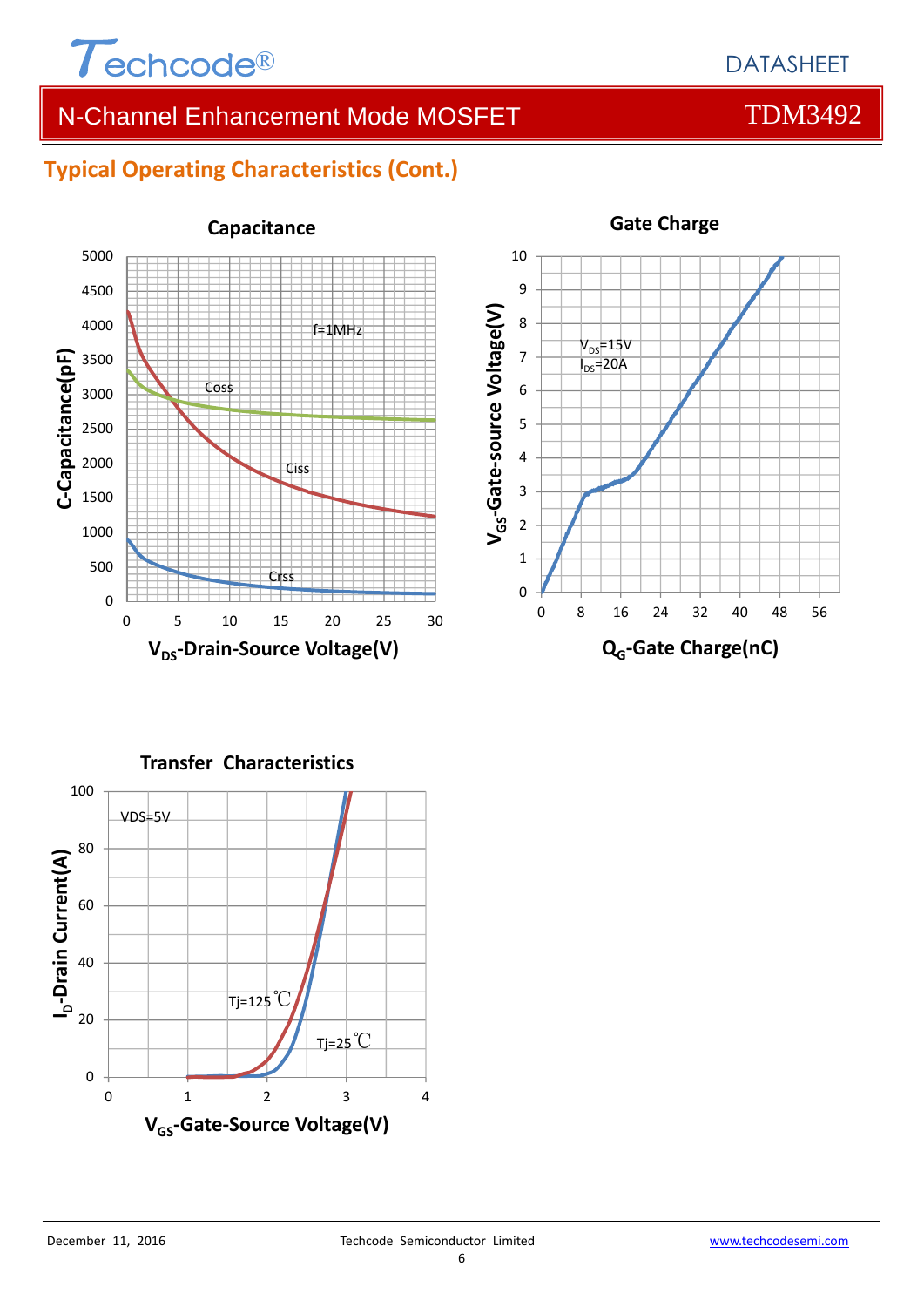## Typical Operating Characteristics (Cont.)

**Capacitance**

f=1MHz

Coss

Ciss

Crss

C-Capacitance(pF)

$V_{DS}$-Drain-Source Voltage(V)

**Gate Charge**

$V_{DS}$=15V
$I_{DS}$=20A

$V_{GS}$-Gate-source Voltage(V)

$Q_G$-Gate Charge(nC)

**Transfer Characteristics**

VDS=5V

Tj=125℃

Tj=25℃

$I_D$-Drain Current(A)

$V_{GS}$-Gate-Source Voltage(V)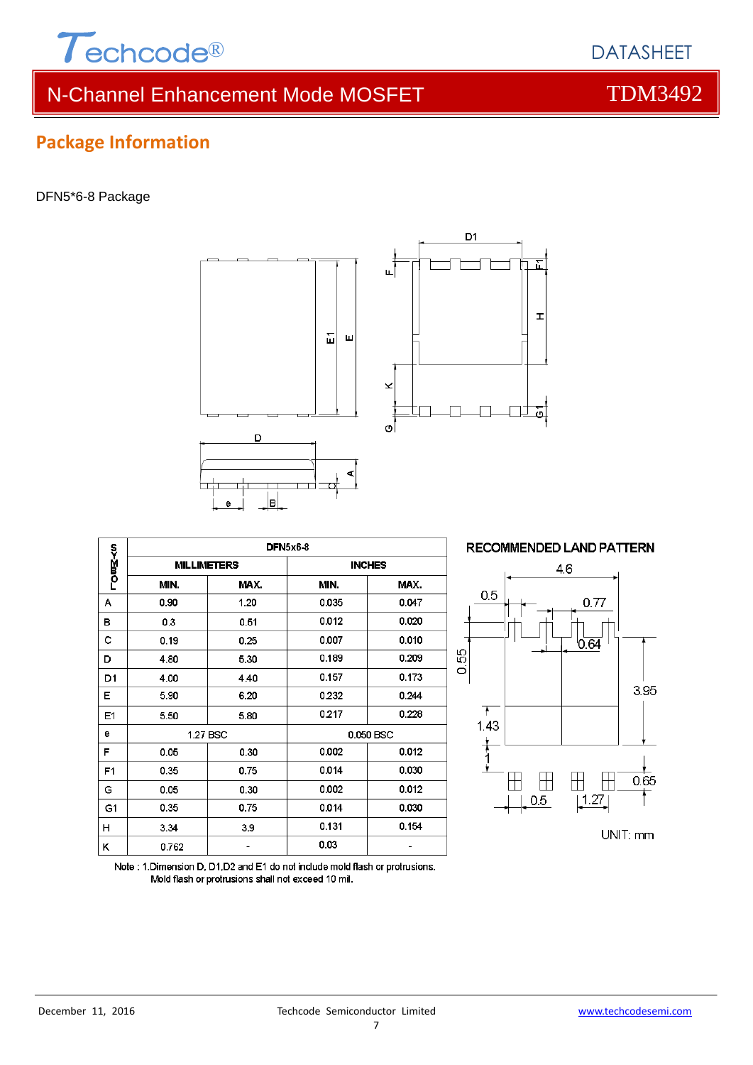## Package Information

DFN5*6-8 Package

| SYMBOL | DFN5x6-8 | | | |
|---|---|---|---|---|
| | MILLIMETERS | | INCHES | |
| | MIN. | MAX. | MIN. | MAX. |
| A | 0.90 | 1.20 | 0.035 | 0.047 |
| B | 0.3 | 0.51 | 0.012 | 0.020 |
| C | 0.19 | 0.25 | 0.007 | 0.010 |
| D | 4.80 | 5.30 | 0.189 | 0.209 |
| D1 | 4.00 | 4.40 | 0.157 | 0.173 |
| E | 5.90 | 6.20 | 0.232 | 0.244 |
| E1 | 5.50 | 5.80 | 0.217 | 0.228 |
| e | 1.27 BSC | | 0.050 BSC | |
| F | 0.05 | 0.30 | 0.002 | 0.012 |
| F1 | 0.35 | 0.75 | 0.014 | 0.030 |
| G | 0.05 | 0.30 | 0.002 | 0.012 |
| G1 | 0.35 | 0.75 | 0.014 | 0.030 |
| H | 3.34 | 3.9 | 0.131 | 0.154 |
| K | 0.762 | - | 0.03 | - |

Note : 1.Dimension D, D1,D2 and E1 do not include mold flash or protrusions.
Mold flash or protrusions shall not exceed 10 mil.

RECOMMENDED LAND PATTERN

UNIT: mm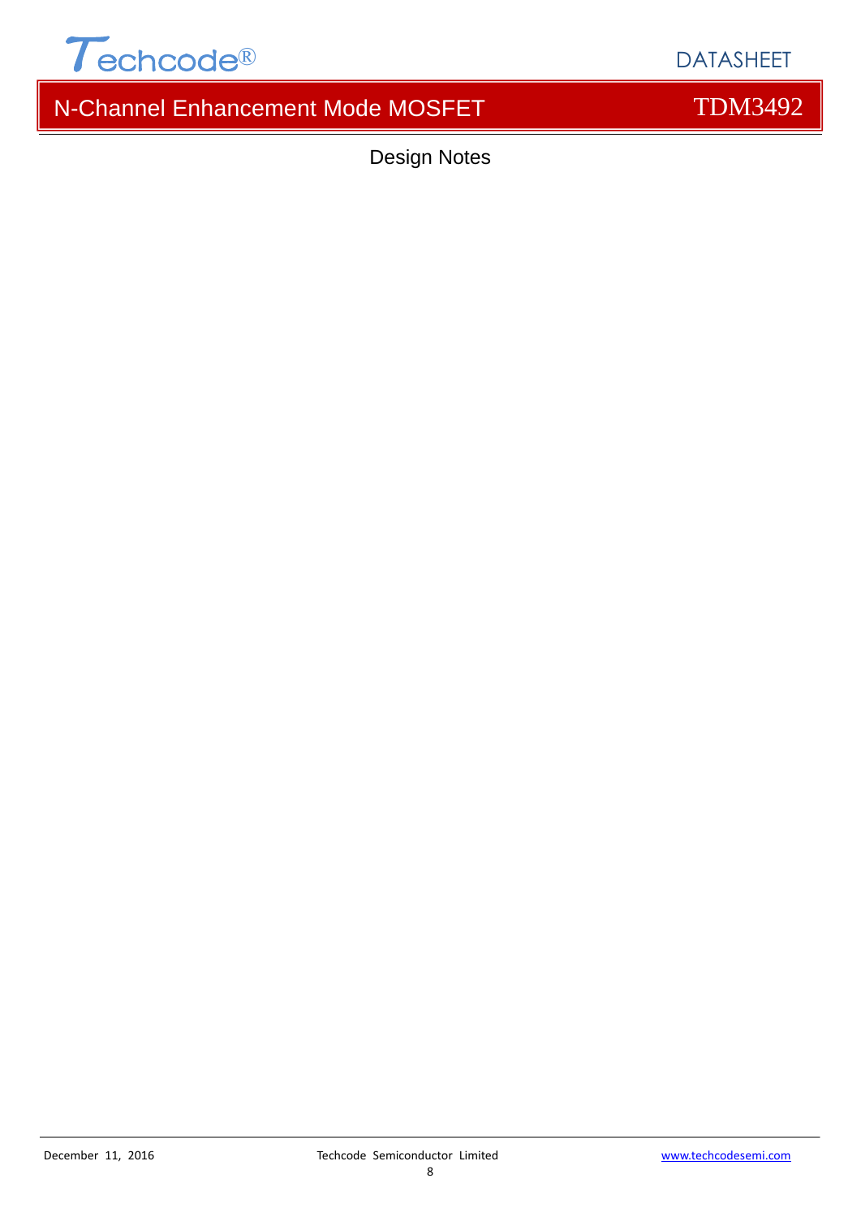Design Notes